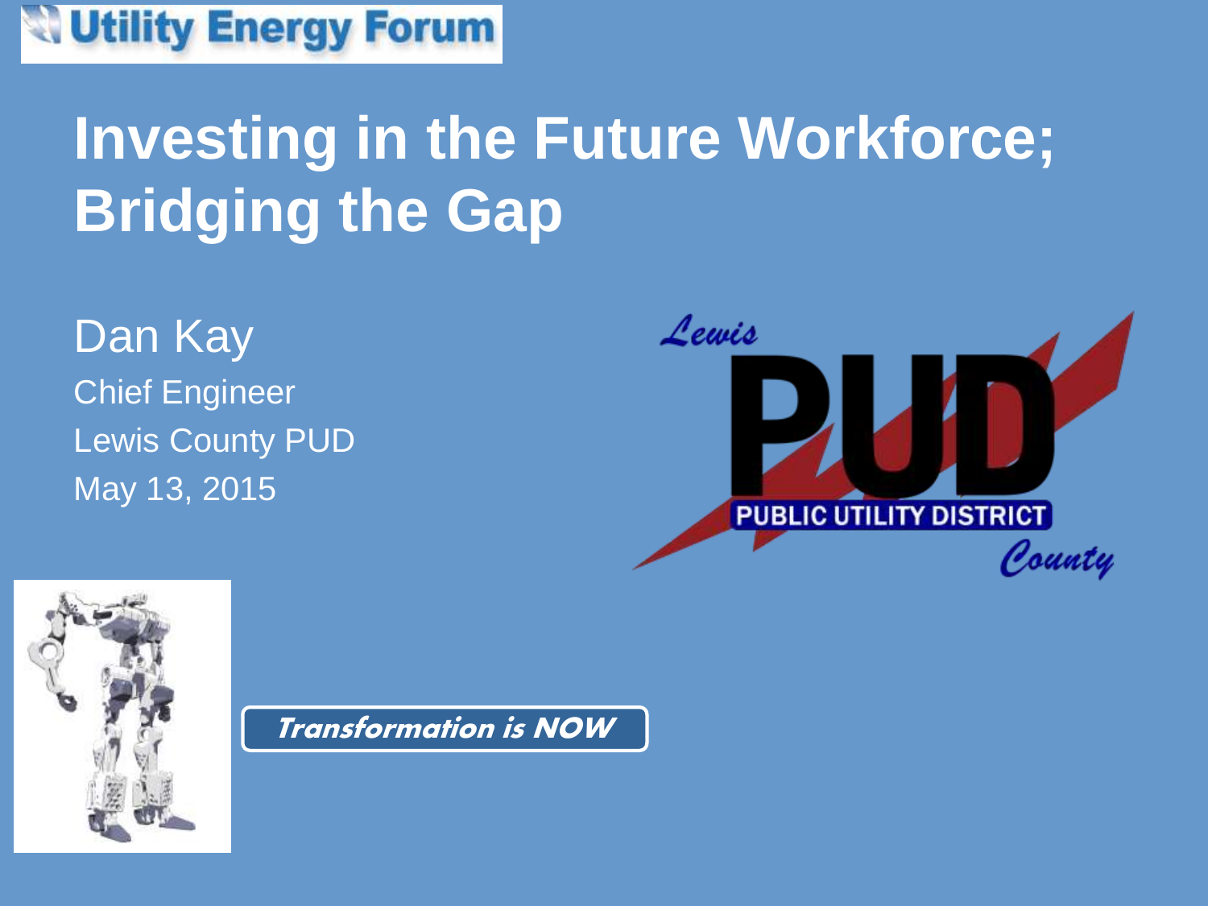Utility Energy Forum

# Investing in the Future Workforce; Bridging the Gap

Dan Kay

Chief Engineer

Lewis County PUD

May 13, 2015

Lewis PUD PUBLIC UTILITY DISTRICT County

*Transformation is NOW*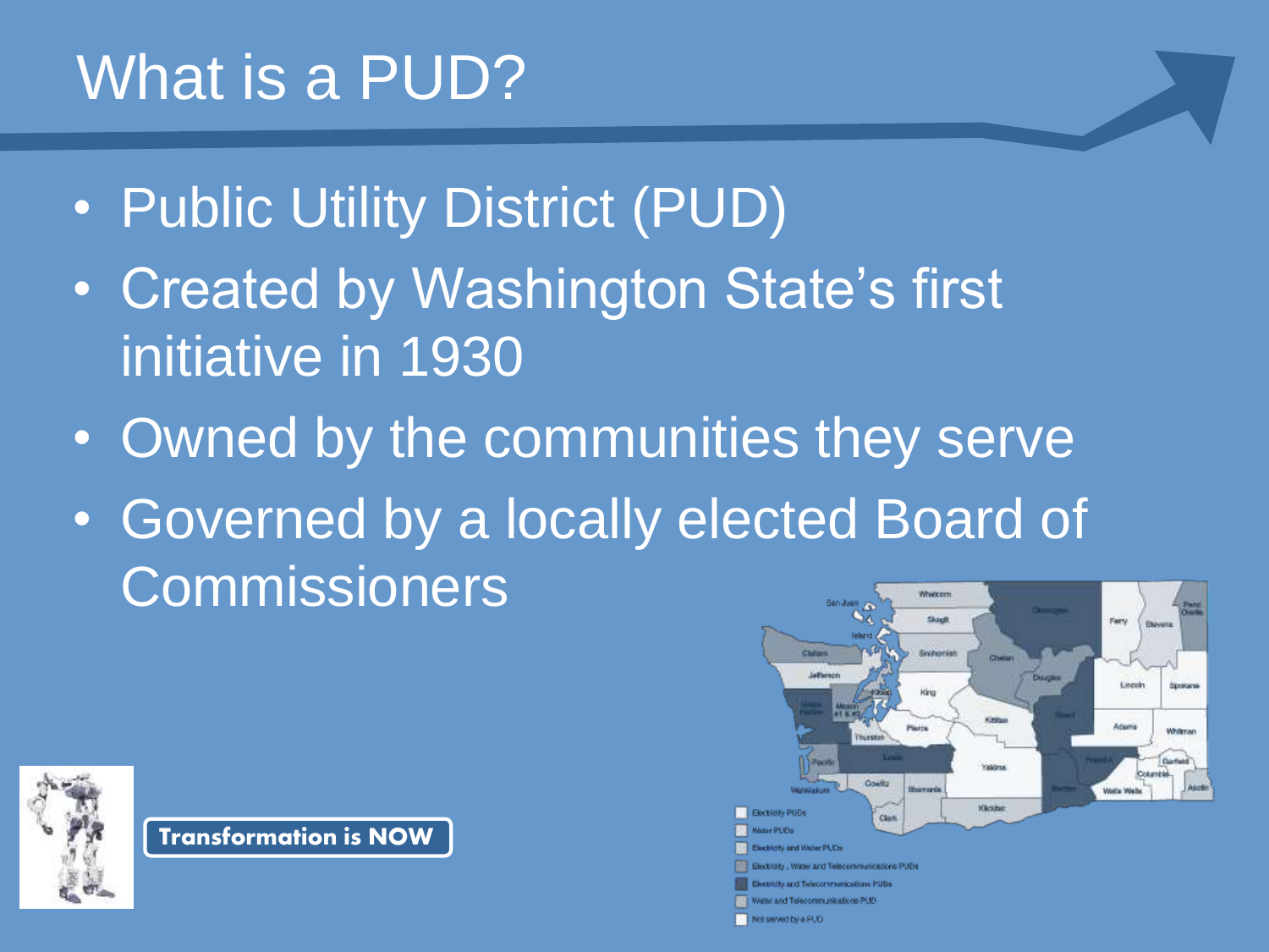# What is a PUD?

- Public Utility District (PUD)
- Created by Washington State's first initiative in 1930
- Owned by the communities they serve
- Governed by a locally elected Board of Commissioners

Transformation is NOW

- Electricity PUDs
- Water PUDs
- Electricity and Water PUDs
- Electricity, Water and Telecommunications PUDs
- Electricity and Telecommunications PUDs
- Water and Telecommunications PUD
- Not served by a PUD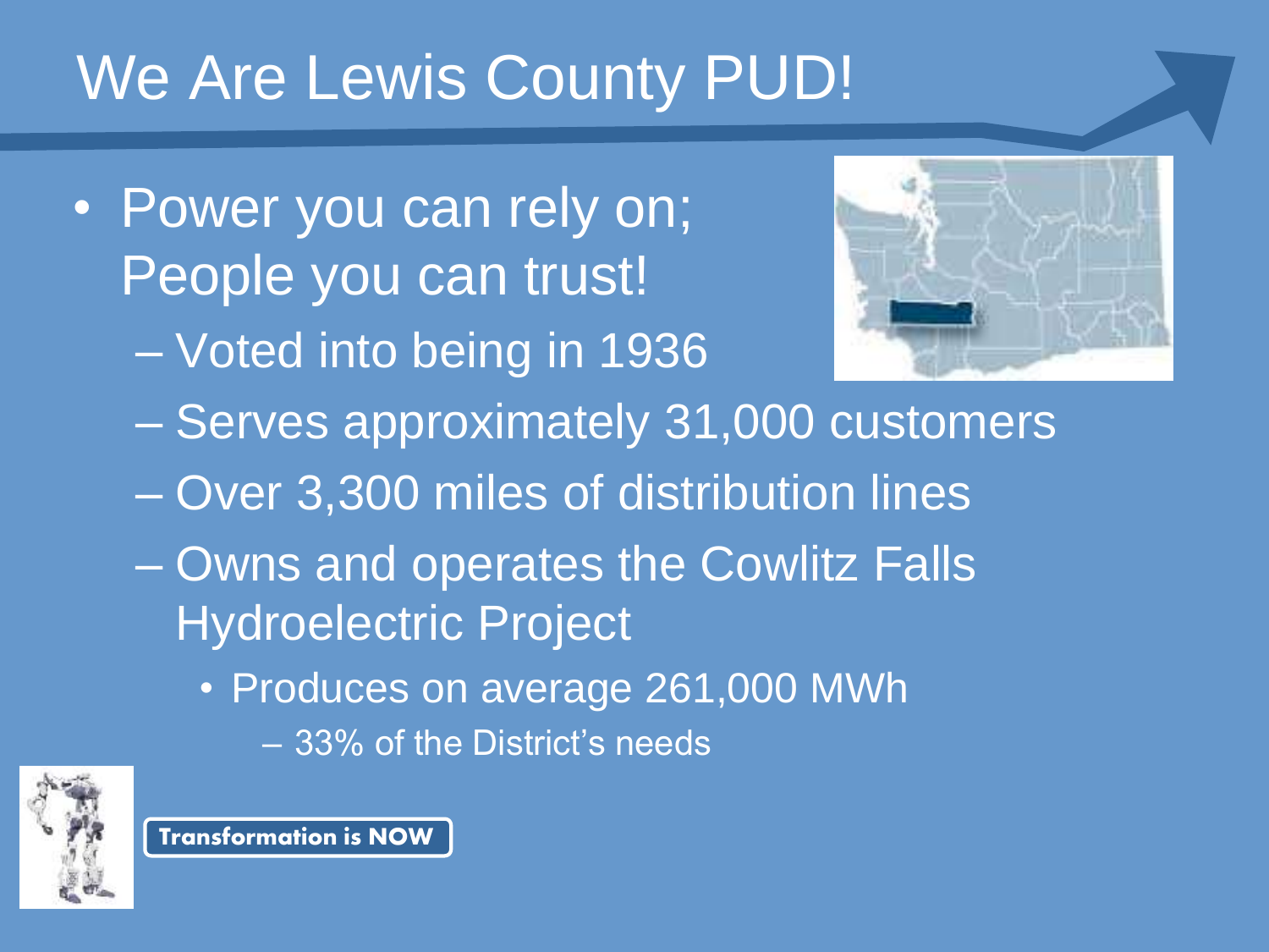# We Are Lewis County PUD!

- Power you can rely on; People you can trust!
  - Voted into being in 1936
  - Serves approximately 31,000 customers
  - Over 3,300 miles of distribution lines
  - Owns and operates the Cowlitz Falls Hydroelectric Project
    - Produces on average 261,000 MWh
      - 33% of the District's needs

**Transformation is NOW**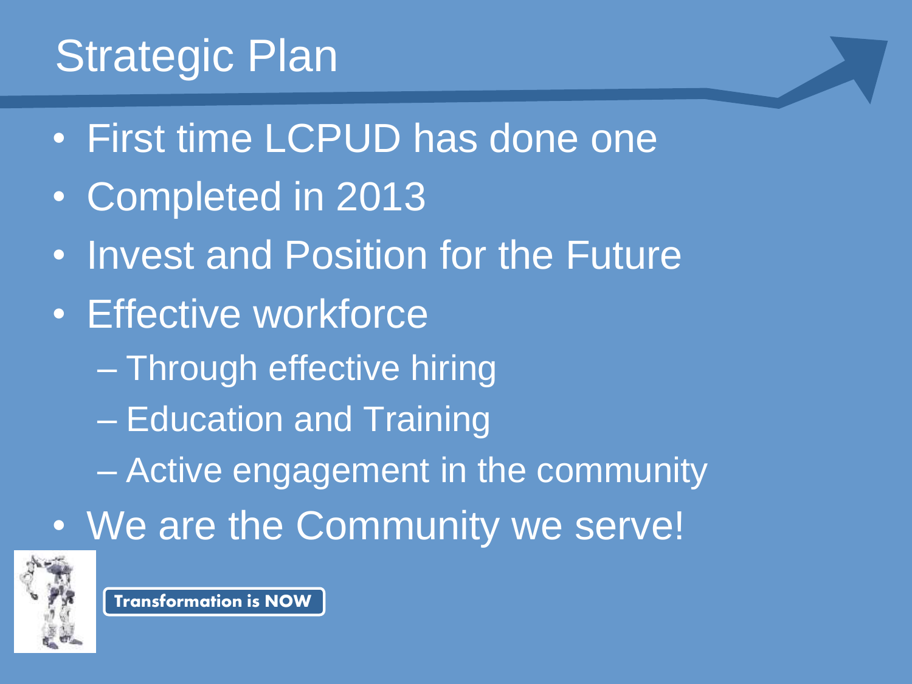# Strategic Plan

- First time LCPUD has done one
- Completed in 2013
- Invest and Position for the Future
- Effective workforce
  - Through effective hiring
  - Education and Training
  - Active engagement in the community
- We are the Community we serve!

**Transformation is NOW**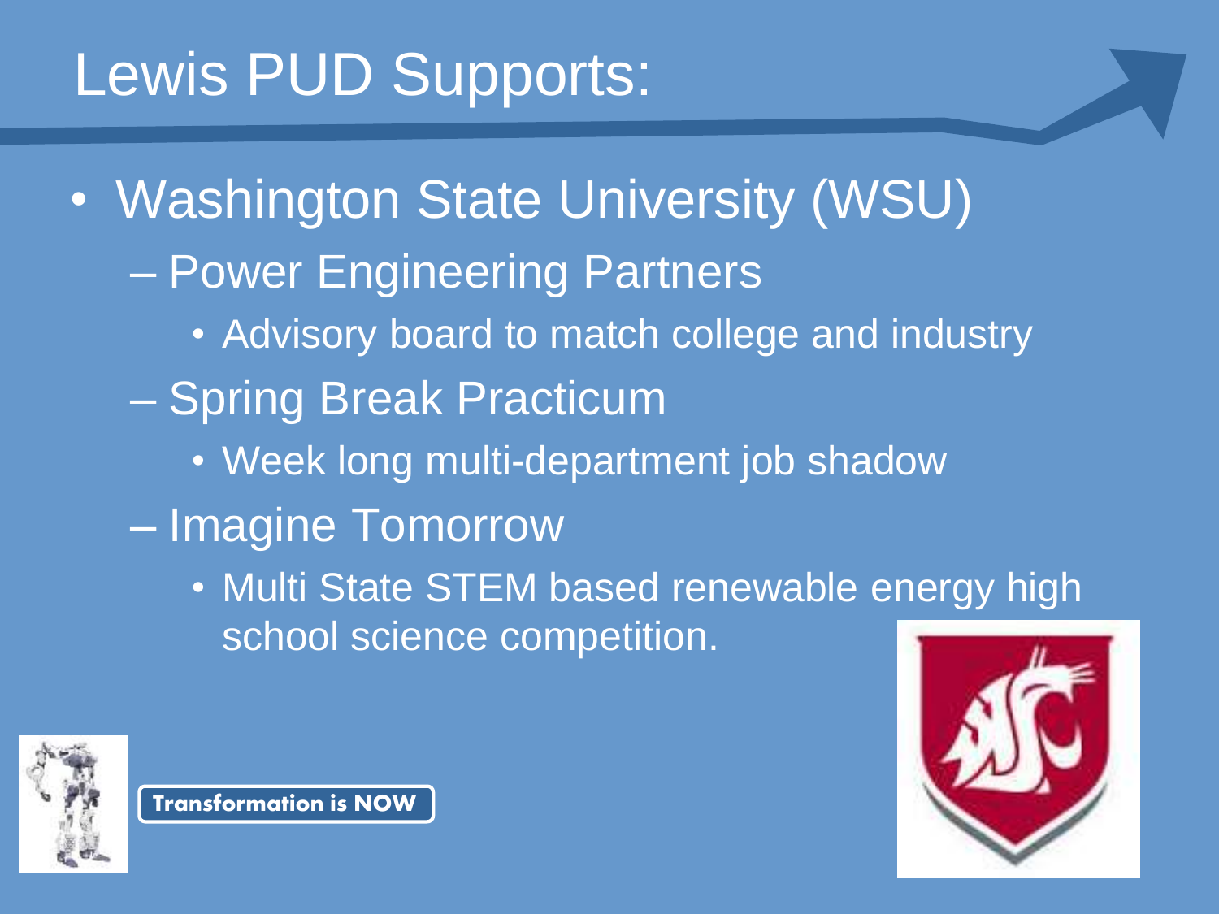# Lewis PUD Supports:

- Washington State University (WSU)
  - Power Engineering Partners
    - Advisory board to match college and industry
  - Spring Break Practicum
    - Week long multi-department job shadow
  - Imagine Tomorrow
    - Multi State STEM based renewable energy high school science competition.

**Transformation is NOW**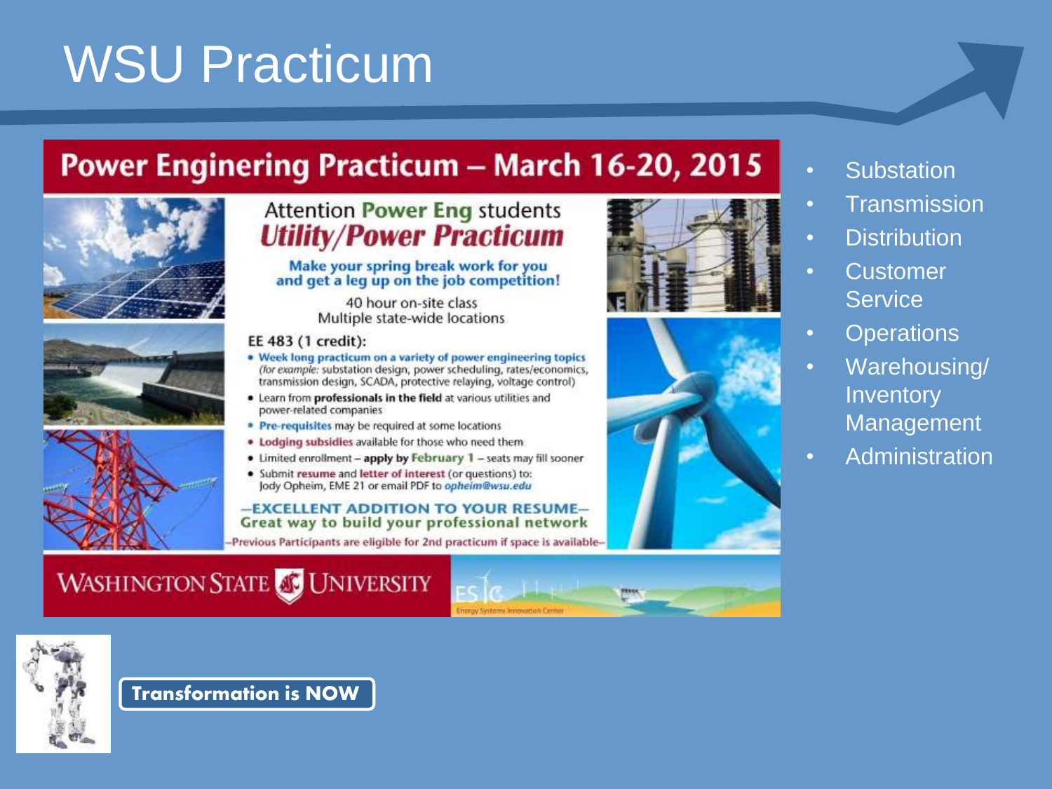# WSU Practicum

## Power Enginering Practicum – March 16-20, 2015

Attention Power Eng students

***Utility/Power Practicum***

**Make your spring break work for you and get a leg up on the job competition!**

40 hour on-site class
Multiple state-wide locations

**EE 483 (1 credit):**

- **Week long practicum on a variety of power engineering topics** (*for example:* substation design, power scheduling, rates/economics, transmission design, SCADA, protective relaying, voltage control)
- Learn from **professionals in the field** at various utilities and power-related companies
- **Pre-requisites** may be required at some locations
- **Lodging subsidies** available for those who need them
- Limited enrollment – **apply by February 1** – seats may fill sooner
- Submit **resume** and **letter of interest** (or questions) to: Jody Opheim, EME 21 or email PDF to *opheim@wsu.edu*

**–EXCELLENT ADDITION TO YOUR RESUME–**
**Great way to build your professional network**

–Previous Participants are eligible for 2nd practicum if space is available–

WASHINGTON STATE UNIVERSITY

ESIC Energy Systems Innovation Center

- Substation
- Transmission
- Distribution
- Customer Service
- Operations
- Warehousing/ Inventory Management
- Administration

**Transformation is NOW**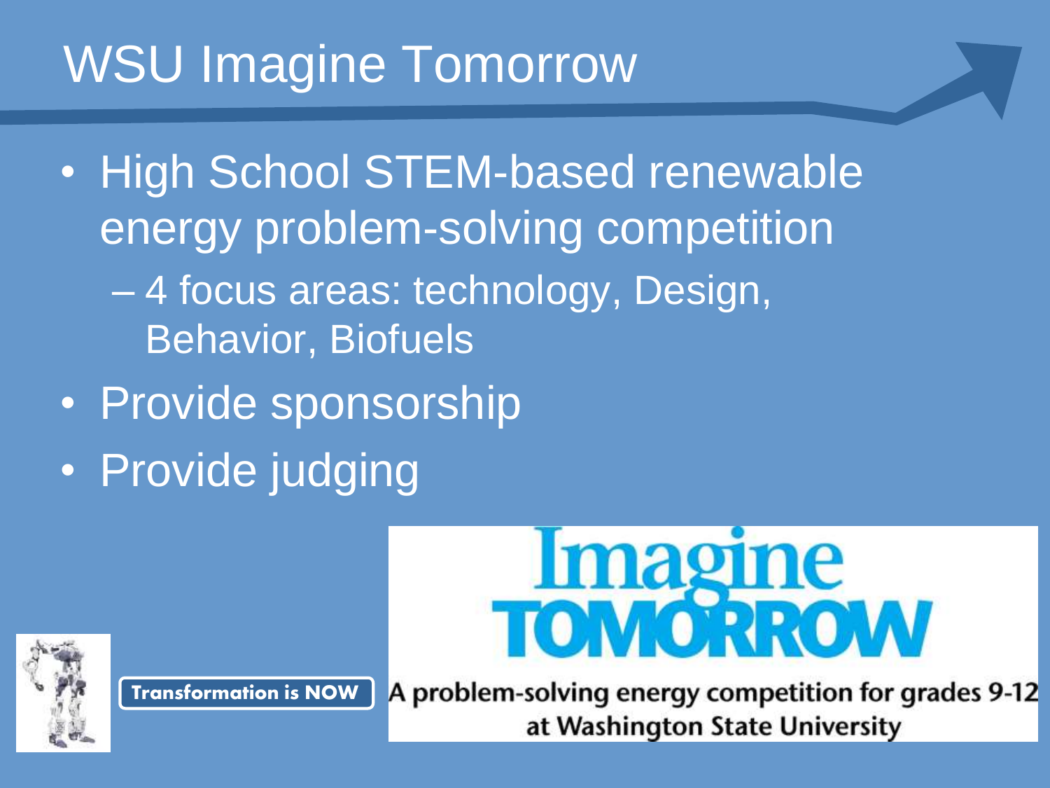# WSU Imagine Tomorrow

- High School STEM-based renewable energy problem-solving competition
  - 4 focus areas: technology, Design, Behavior, Biofuels
- Provide sponsorship
- Provide judging

Transformation is NOW

Imagine TOMORROW

A problem-solving energy competition for grades 9-12 at Washington State University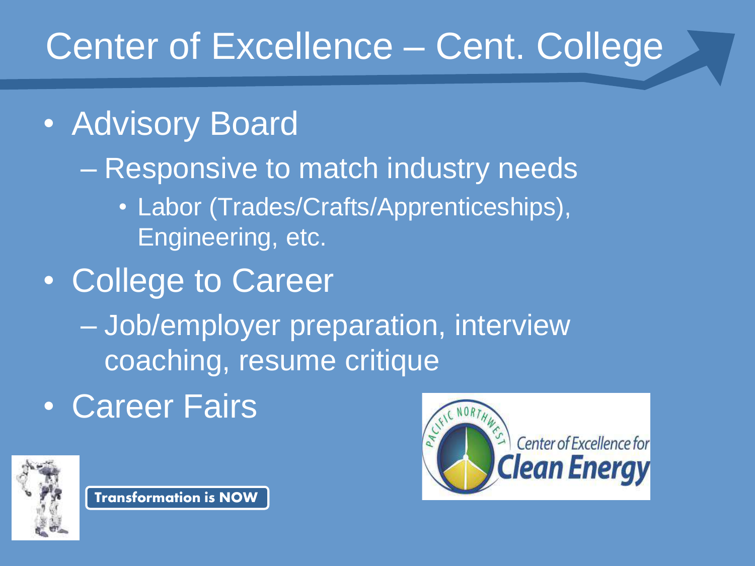# Center of Excellence – Cent. College

- Advisory Board
  - Responsive to match industry needs
    - Labor (Trades/Crafts/Apprenticeships), Engineering, etc.
- College to Career
  - Job/employer preparation, interview coaching, resume critique
- Career Fairs

Transformation is NOW

Pacific Northwest Center of Excellence for Clean Energy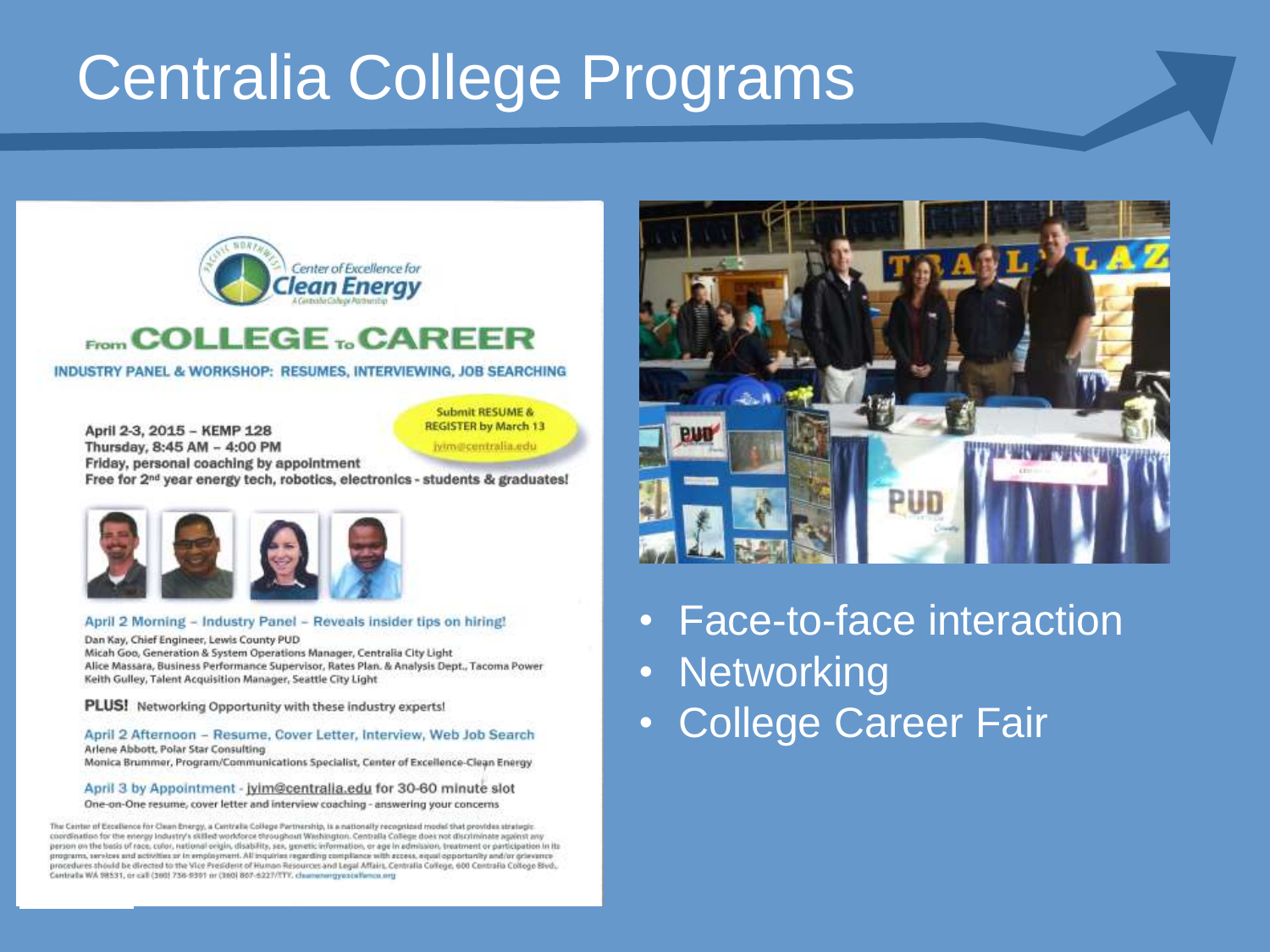# Centralia College Programs

Center of Excellence for Clean Energy

A Centralia College Partnership

## From COLLEGE To CAREER

INDUSTRY PANEL & WORKSHOP: RESUMES, INTERVIEWING, JOB SEARCHING

Submit RESUME & REGISTER by March 13

jyim@centralia.edu

April 2-3, 2015 – KEMP 128

Thursday, 8:45 AM – 4:00 PM

Friday, personal coaching by appointment

Free for 2nd year energy tech, robotics, electronics - students & graduates!

**April 2 Morning – Industry Panel – Reveals insider tips on hiring!**

Dan Kay, Chief Engineer, Lewis County PUD

Micah Goo, Generation & System Operations Manager, Centralia City Light

Alice Massara, Business Performance Supervisor, Rates Plan. & Analysis Dept., Tacoma Power

Keith Gulley, Talent Acquisition Manager, Seattle City Light

**PLUS!** Networking Opportunity with these industry experts!

**April 2 Afternoon – Resume, Cover Letter, Interview, Web Job Search**

Arlene Abbott, Polar Star Consulting

Monica Brummer, Program/Communications Specialist, Center of Excellence-Clean Energy

**April 3 by Appointment** - jyim@centralia.edu for 30-60 minute slot

One-on-One resume, cover letter and interview coaching - answering your concerns

The Center of Excellence for Clean Energy, a Centralia College Partnership, is a nationally recognized model that provides strategic coordination for the energy industry's skilled workforce throughout Washington. Centralia College does not discriminate against any person on the basis of race, color, national origin, disability, sex, genetic information, or age in admission, treatment or participation in its programs, services and activities or in employment. All inquiries regarding compliance with access, equal opportunity and/or grievance procedures should be directed to the Vice President of Human Resources and Legal Affairs, Centralia College, 600 Centralia College Blvd., Centralia WA 98531, or call (360) 736-9391 or (360) 807-6227/TTY. cleanenergyexcellence.org

- Face-to-face interaction
- Networking
- College Career Fair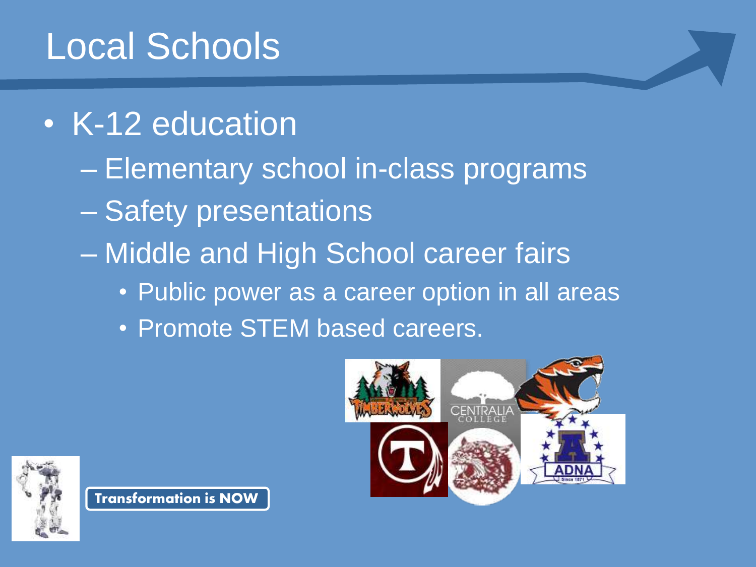# Local Schools

- K-12 education
  - Elementary school in-class programs
  - Safety presentations
  - Middle and High School career fairs
    - Public power as a career option in all areas
    - Promote STEM based careers.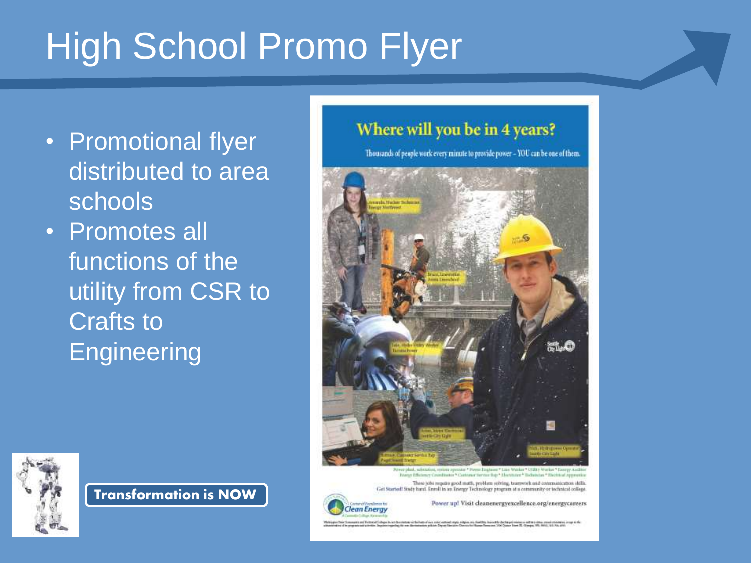# High School Promo Flyer

- Promotional flyer distributed to area schools
- Promotes all functions of the utility from CSR to Crafts to Engineering

**Transformation is NOW**

## Where will you be in 4 years?

Thousands of people work every minute to provide power – YOU can be one of them.

These jobs require good math, problem solving, teamwork and communication skills.

Get Started! Study hard. Enroll in an Energy Technology program at a community or technical college.

Power up! Visit cleanenergyexcellence.org/energycareers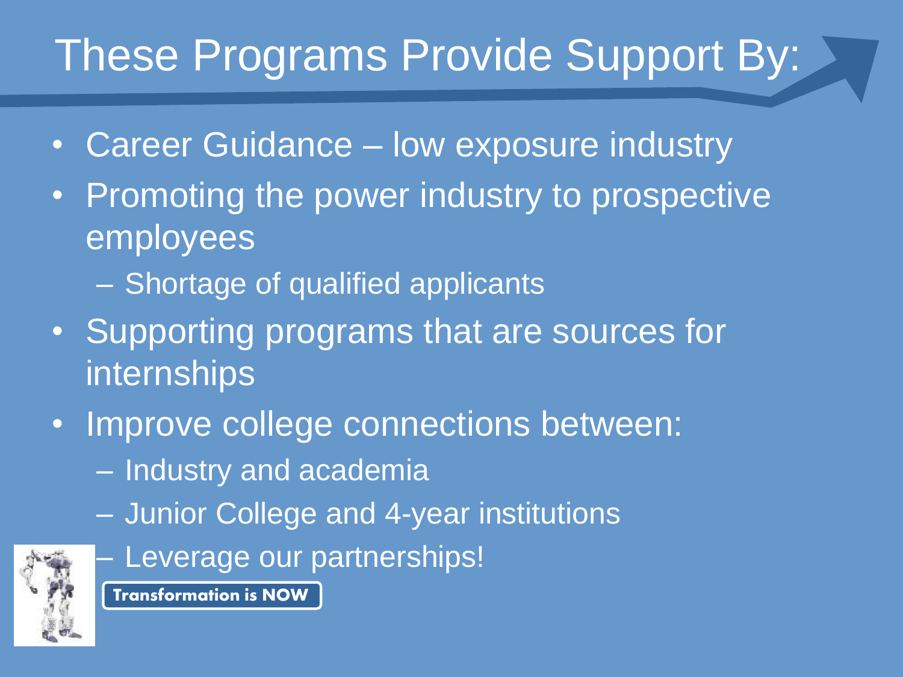# These Programs Provide Support By:

- Career Guidance – low exposure industry
- Promoting the power industry to prospective employees
  - Shortage of qualified applicants
- Supporting programs that are sources for internships
- Improve college connections between:
  - Industry and academia
  - Junior College and 4-year institutions
  - Leverage our partnerships!

**Transformation is NOW**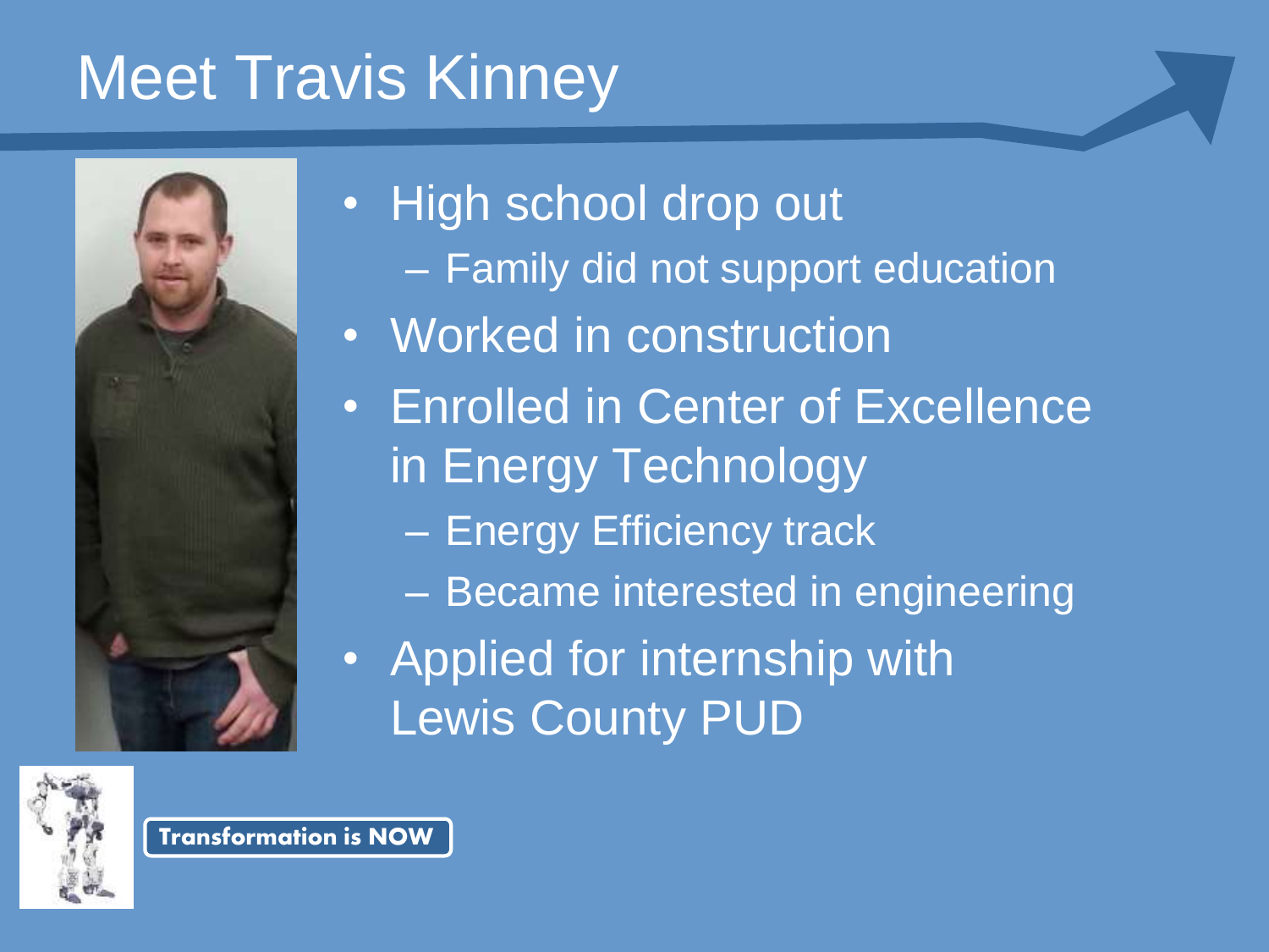# Meet Travis Kinney

- High school drop out
  - Family did not support education
- Worked in construction
- Enrolled in Center of Excellence in Energy Technology
  - Energy Efficiency track
  - Became interested in engineering
- Applied for internship with Lewis County PUD

**Transformation is NOW**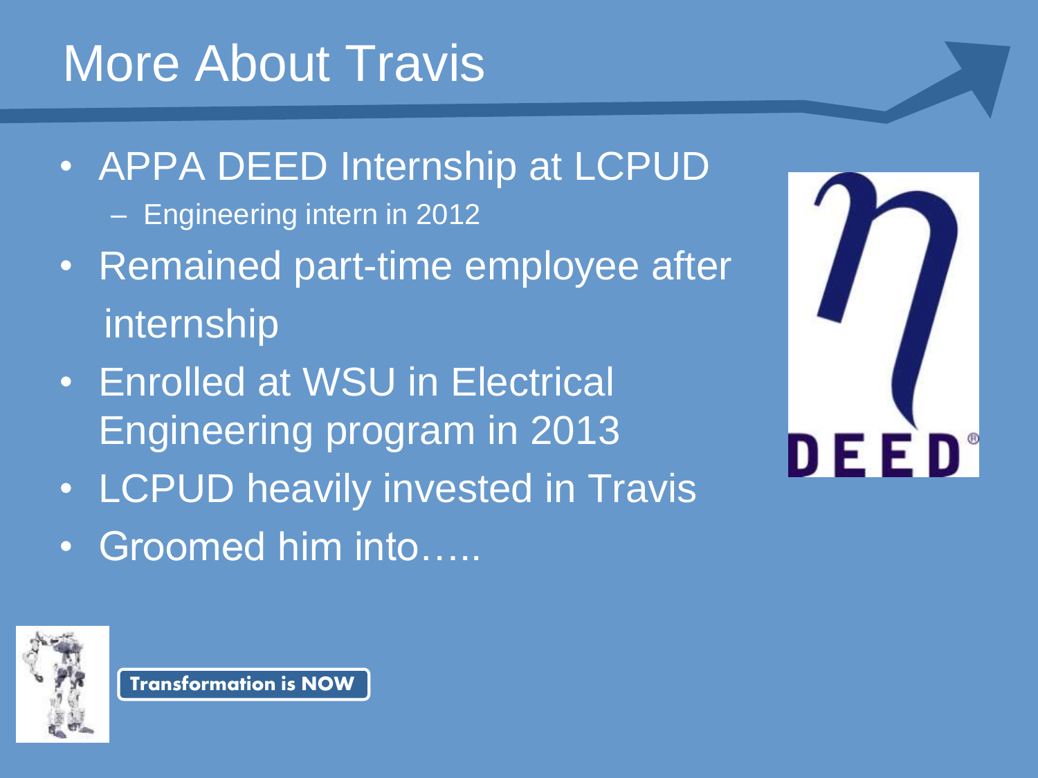# More About Travis

- APPA DEED Internship at LCPUD
  - Engineering intern in 2012
- Remained part-time employee after internship
- Enrolled at WSU in Electrical Engineering program in 2013
- LCPUD heavily invested in Travis
- Groomed him into…..

Transformation is NOW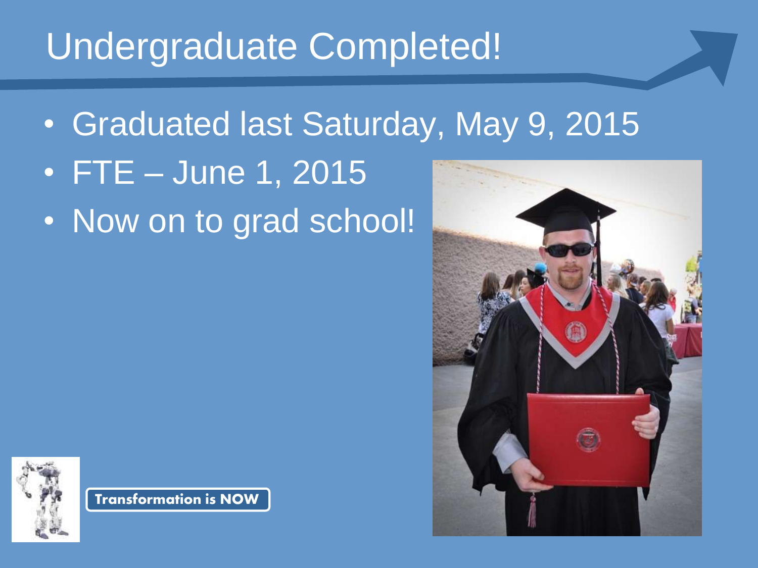# Undergraduate Completed!

- Graduated last Saturday, May 9, 2015
- FTE – June 1, 2015
- Now on to grad school!

Transformation is NOW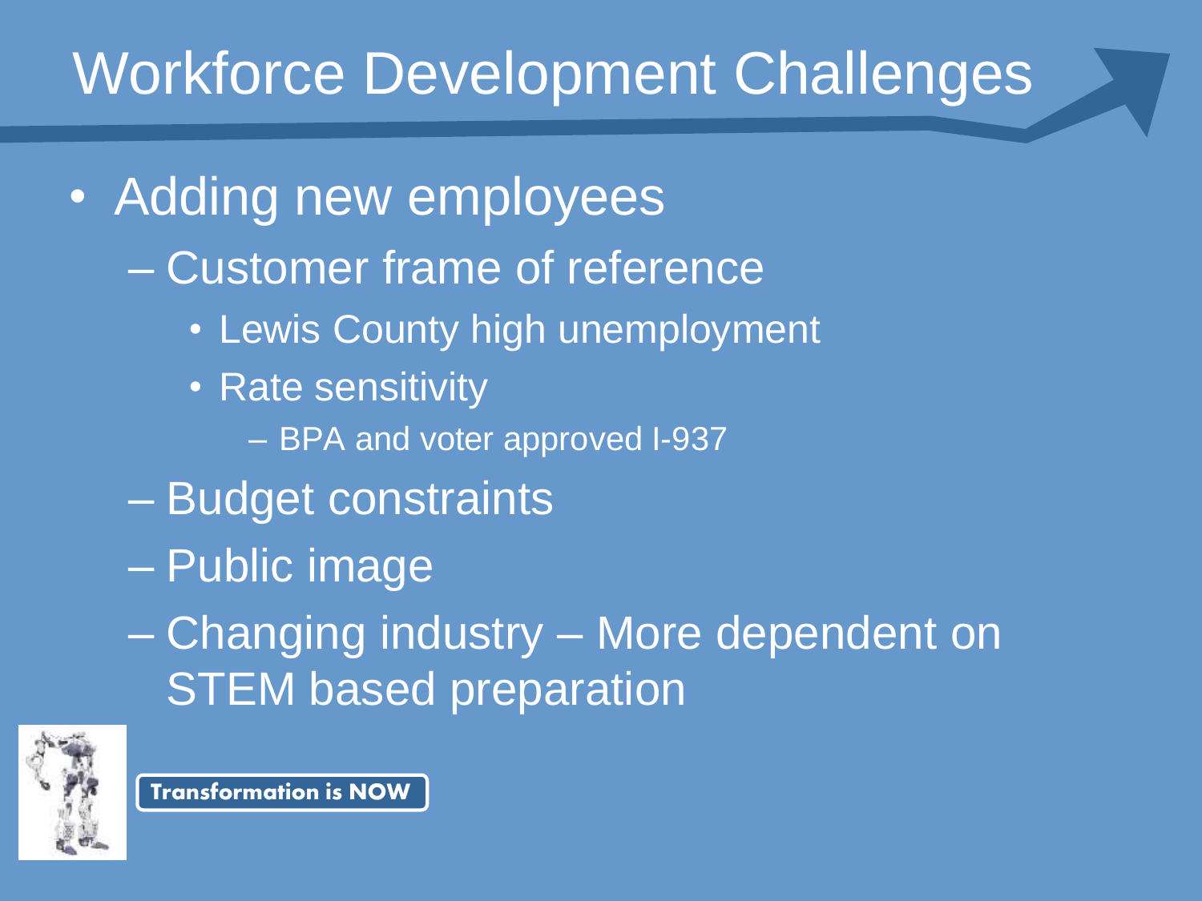# Workforce Development Challenges

- Adding new employees
  - Customer frame of reference
    - Lewis County high unemployment
    - Rate sensitivity
      - BPA and voter approved I-937
  - Budget constraints
  - Public image
  - Changing industry – More dependent on STEM based preparation

**Transformation is NOW**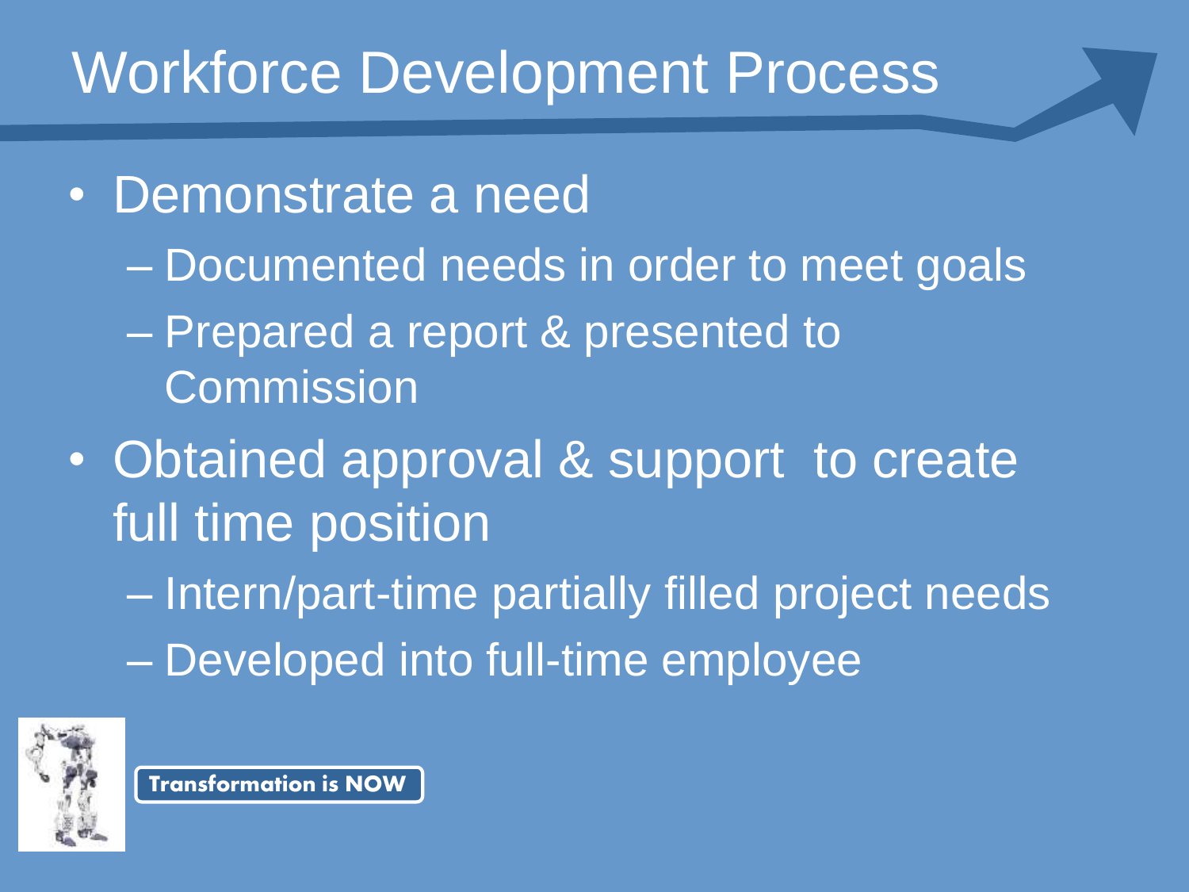# Workforce Development Process

- Demonstrate a need
  - Documented needs in order to meet goals
  - Prepared a report & presented to Commission
- Obtained approval & support to create full time position
  - Intern/part-time partially filled project needs
  - Developed into full-time employee

**Transformation is NOW**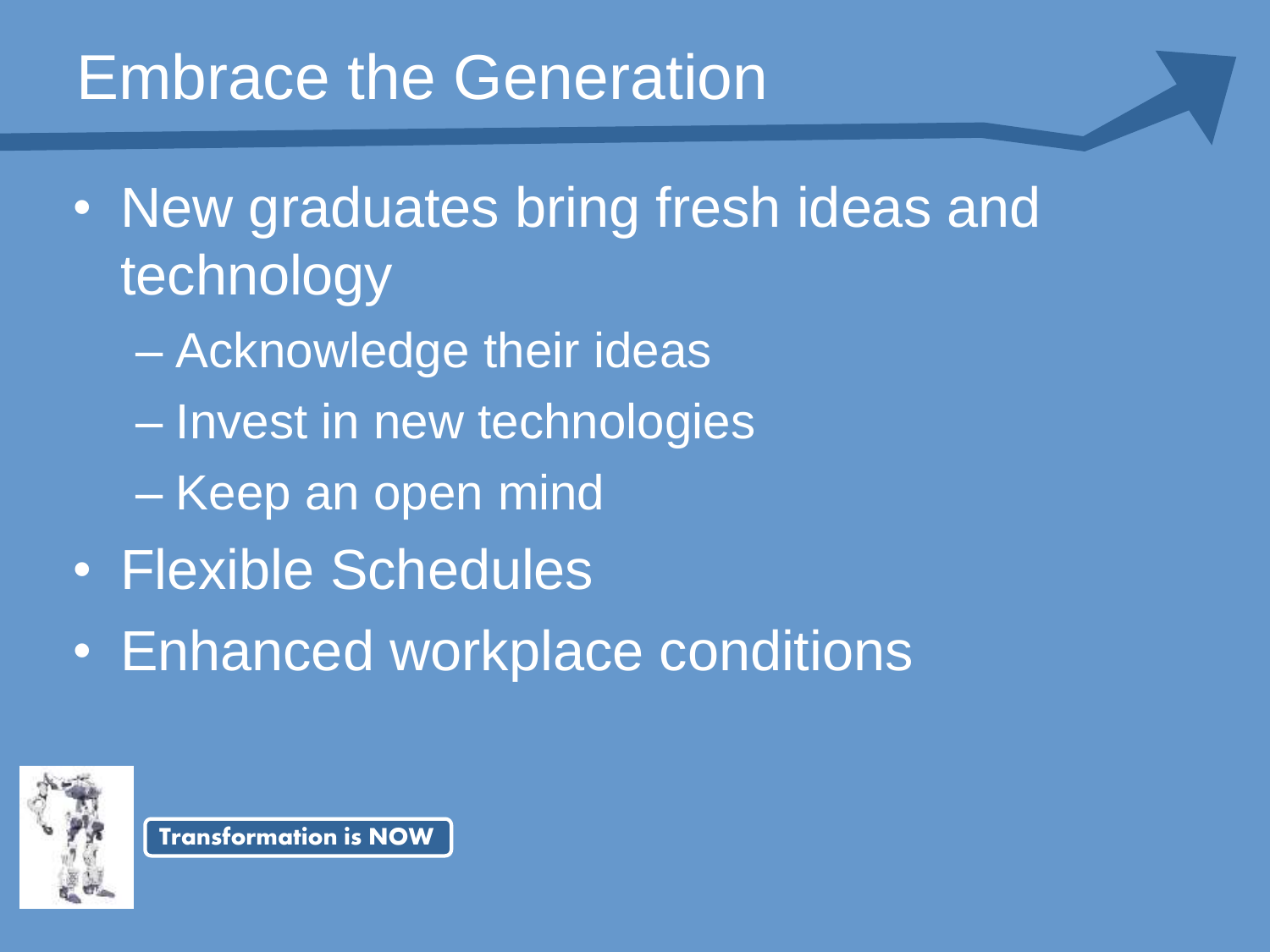# Embrace the Generation

- New graduates bring fresh ideas and technology
  - Acknowledge their ideas
  - Invest in new technologies
  - Keep an open mind
- Flexible Schedules
- Enhanced workplace conditions

**Transformation is NOW**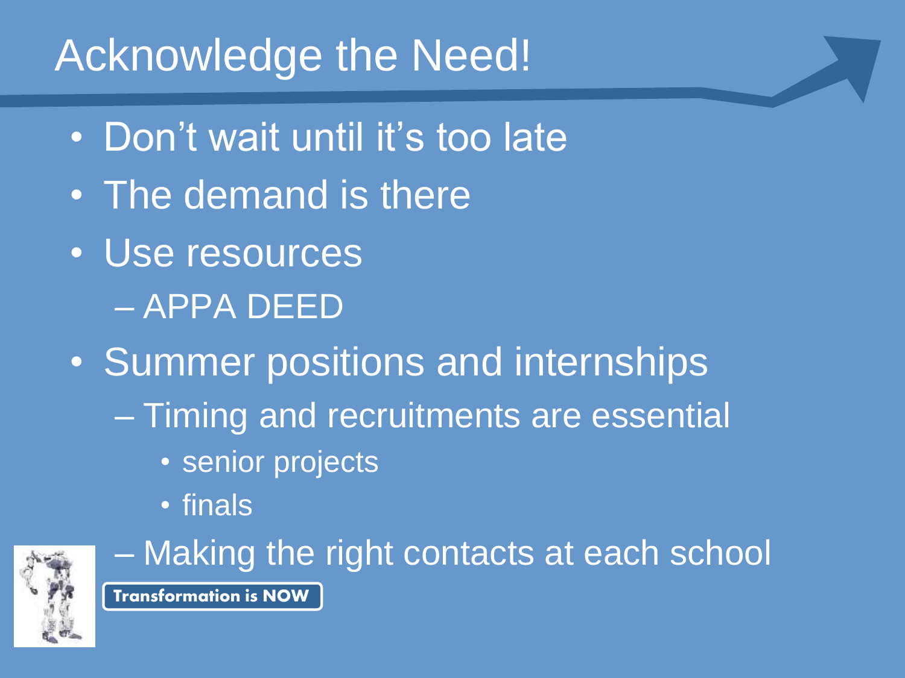# Acknowledge the Need!

- Don't wait until it's too late
- The demand is there
- Use resources
  - APPA DEED
- Summer positions and internships
  - Timing and recruitments are essential
    - senior projects
    - finals
  - Making the right contacts at each school

**Transformation is NOW**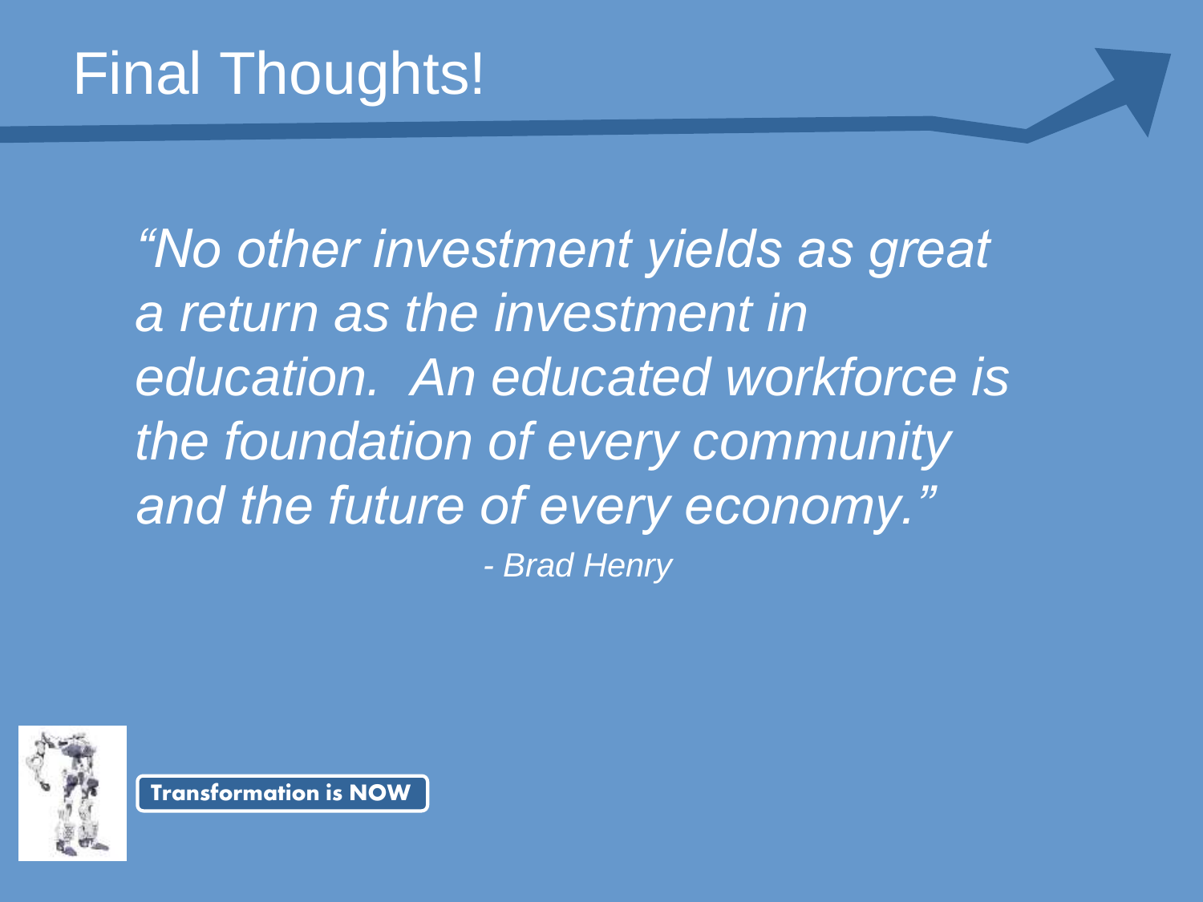# Final Thoughts!

*"No other investment yields as great a return as the investment in education. An educated workforce is the foundation of every community and the future of every economy."*

*- Brad Henry*

**Transformation is NOW**